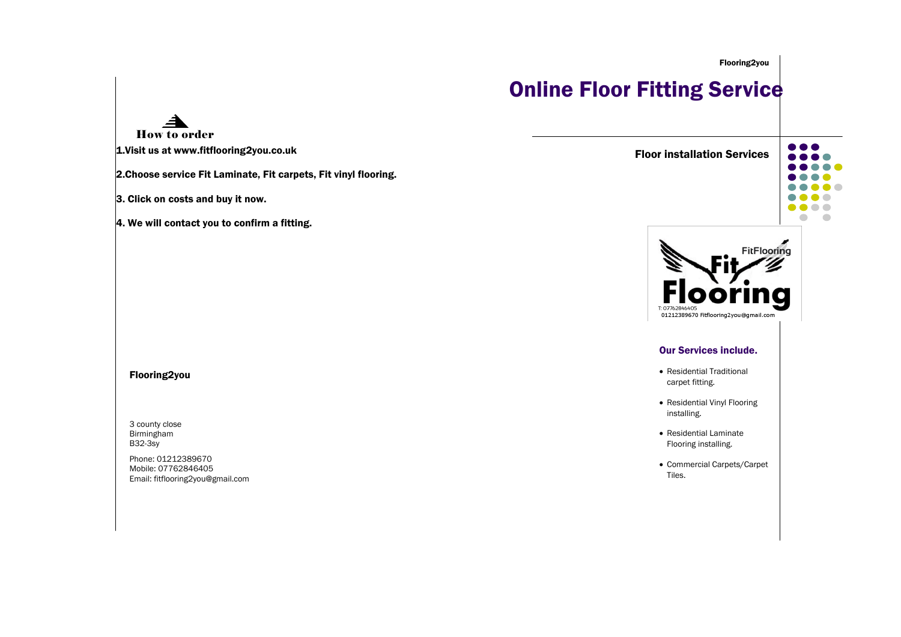**How to order**

**1.Visit us at www.fitflooring2you.co.uk**

**2.Choose service Fit Laminate, Fit carpets, Fit vinyl flooring.**

**3. Click on costs and buy it now.**

**4. We will contact you to confirm a fitting.**

**Flooring2you**

3 county close
Birmingham
B32-3sy

Phone: 01212389670
Mobile: 07762846405
Email: fitflooring2you@gmail.com

**Flooring2you**

# Online Floor Fitting Service

### Floor installation Services

FitFlooring
Fit Flooring
T: 07762846405
01212389670 Fitflooring2you@gmail.com

### Our Services include.

- Residential Traditional carpet fitting.
- Residential Vinyl Flooring installing.
- Residential Laminate Flooring installing.
- Commercial Carpets/Carpet Tiles.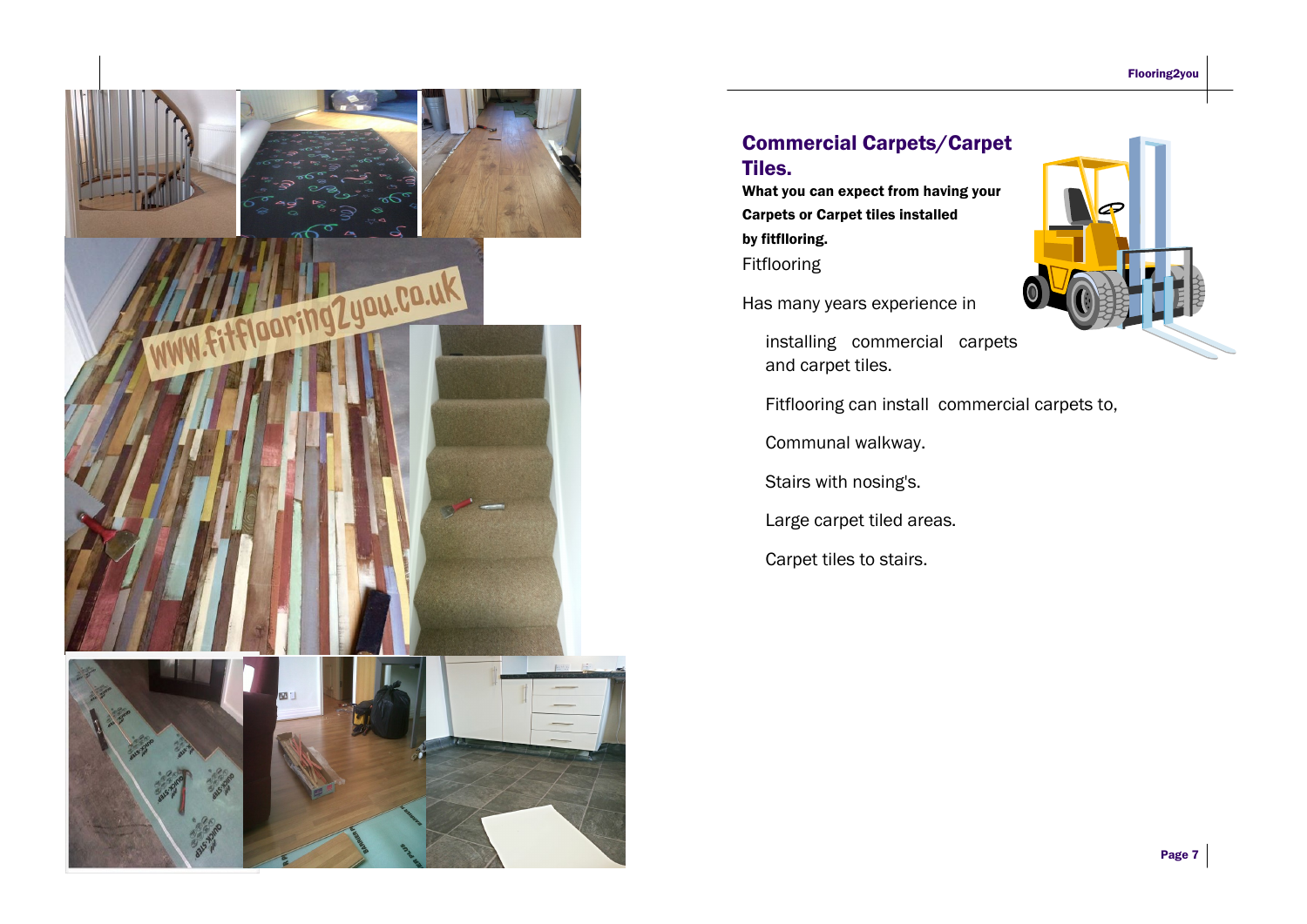## Commercial Carpets/Carpet Tiles.

**What you can expect from having your Carpets or Carpet tiles installed by fitflloring.**

Fitflooring

Has many years experience in

installing commercial carpets and carpet tiles.

Fitflooring can install commercial carpets to,

Communal walkway.

Stairs with nosing's.

Large carpet tiled areas.

Carpet tiles to stairs.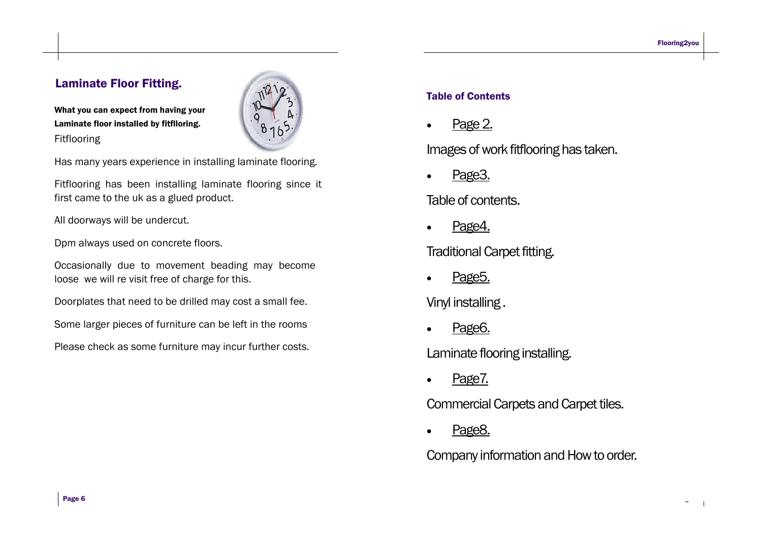## Laminate Floor Fitting.

**What you can expect from having your Laminate floor installed by fitfllorings.**

Fitflooring

Has many years experience in installing laminate flooring.

Fitflooring has been installing laminate flooring since it first came to the uk as a glued product.

All doorways will be undercut.

Dpm always used on concrete floors.

Occasionally due to movement beading may become loose we will re visit free of charge for this.

Doorplates that need to be drilled may cost a small fee.

Some larger pieces of furniture can be left in the rooms

Please check as some furniture may incur further costs.

### Table of Contents

- Page 2.

Images of work fitflooring has taken.

- Page3.

Table of contents.

- Page4.

Traditional Carpet fitting.

- Page5.

Vinyl installing .

- Page6.

Laminate flooring installing.

- Page7.

Commercial Carpets and Carpet tiles.

- Page8.

Company information and How to order.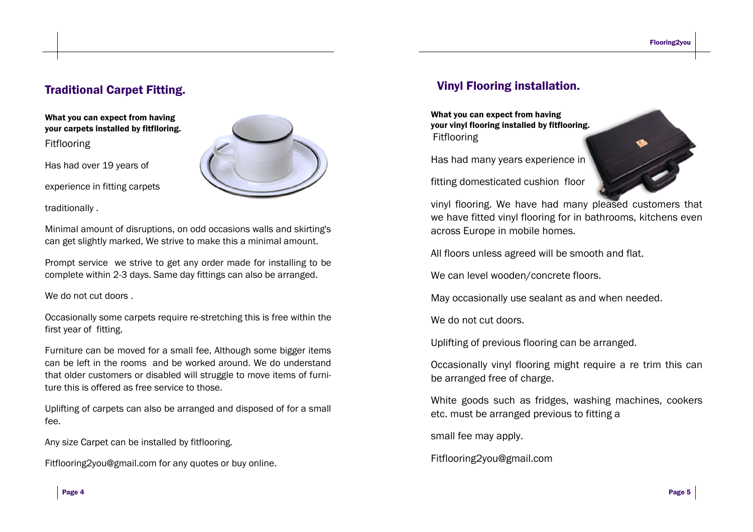## Traditional Carpet Fitting.

**What you can expect from having your carpets installed by fitflloring.**

Fitflooring

Has had over 19 years of

experience in fitting carpets

traditionally .

Minimal amount of disruptions, on odd occasions walls and skirting's can get slightly marked, We strive to make this a minimal amount.

Prompt service  we strive to get any order made for installing to be complete within 2-3 days. Same day fittings can also be arranged.

We do not cut doors .

Occasionally some carpets require re-stretching this is free within the first year of  fitting.

Furniture can be moved for a small fee, Although some bigger items can be left in the rooms  and be worked around. We do understand that older customers or disabled will struggle to move items of furniture this is offered as free service to those.

Uplifting of carpets can also be arranged and disposed of for a small fee.

Any size Carpet can be installed by fitflooring.

Fitflooring2you@gmail.com for any quotes or buy online.

## Vinyl Flooring installation.

**What you can expect from having your vinyl flooring installed by fitflooring.**

Fitflooring

Has had many years experience in

fitting domesticated cushion  floor

vinyl flooring. We have had many pleased customers that we have fitted vinyl flooring for in bathrooms, kitchens even across Europe in mobile homes.

All floors unless agreed will be smooth and flat.

We can level wooden/concrete floors.

May occasionally use sealant as and when needed.

We do not cut doors.

Uplifting of previous flooring can be arranged.

Occasionally vinyl flooring might require a re trim this can be arranged free of charge.

White goods such as fridges, washing machines, cookers etc. must be arranged previous to fitting a

small fee may apply.

Fitflooring2you@gmail.com